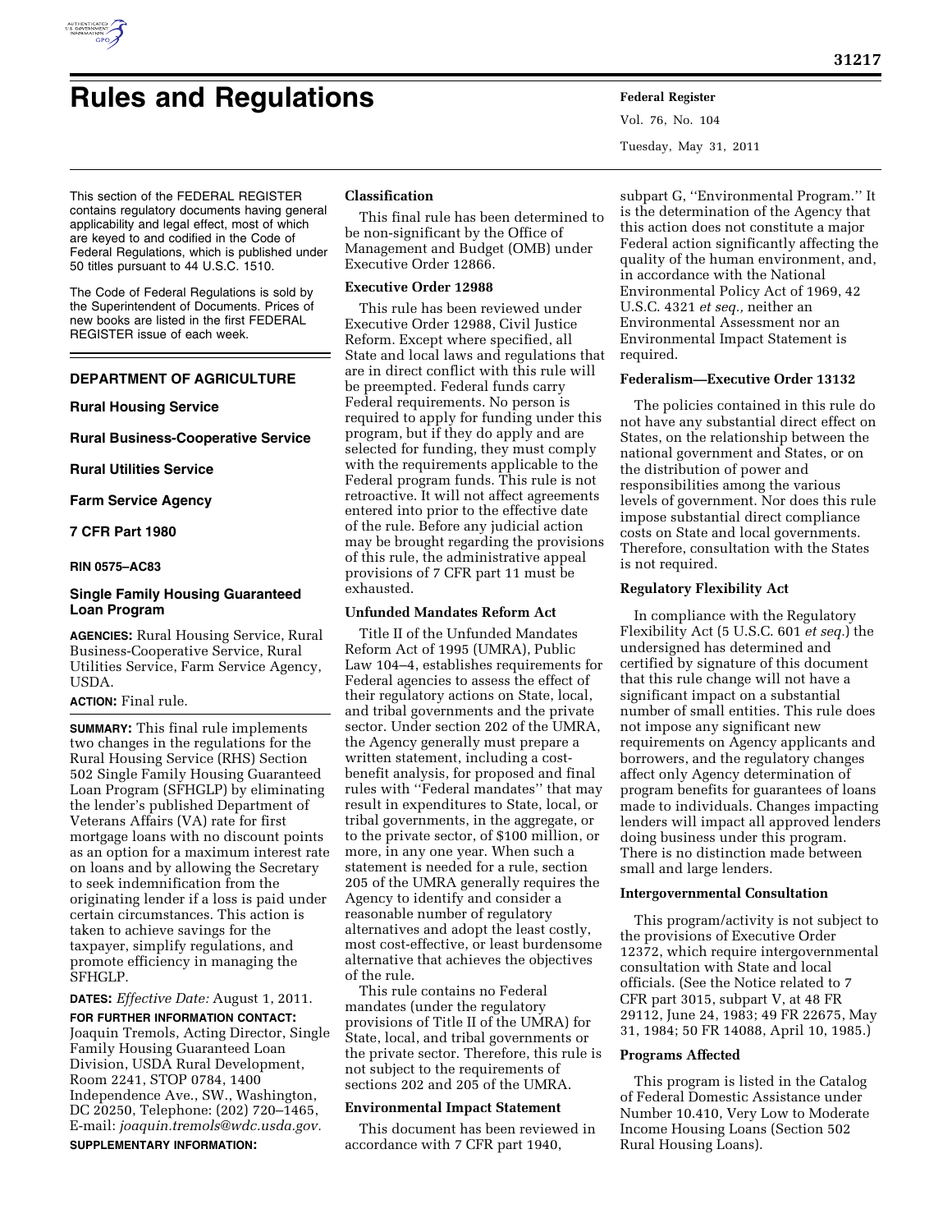# Rules and Regulations

This section of the FEDERAL REGISTER contains regulatory documents having general applicability and legal effect, most of which are keyed to and codified in the Code of Federal Regulations, which is published under 50 titles pursuant to 44 U.S.C. 1510.

The Code of Federal Regulations is sold by the Superintendent of Documents. Prices of new books are listed in the first FEDERAL REGISTER issue of each week.

## DEPARTMENT OF AGRICULTURE

**Rural Housing Service**

**Rural Business-Cooperative Service**

**Rural Utilities Service**

**Farm Service Agency**

**7 CFR Part 1980**

**RIN 0575–AC83**

### Single Family Housing Guaranteed Loan Program

**AGENCIES:** Rural Housing Service, Rural Business-Cooperative Service, Rural Utilities Service, Farm Service Agency, USDA.

**ACTION:** Final rule.

**SUMMARY:** This final rule implements two changes in the regulations for the Rural Housing Service (RHS) Section 502 Single Family Housing Guaranteed Loan Program (SFHGLP) by eliminating the lender's published Department of Veterans Affairs (VA) rate for first mortgage loans with no discount points as an option for a maximum interest rate on loans and by allowing the Secretary to seek indemnification from the originating lender if a loss is paid under certain circumstances. This action is taken to achieve savings for the taxpayer, simplify regulations, and promote efficiency in managing the SFHGLP.

**DATES:** *Effective Date:* August 1, 2011.

**FOR FURTHER INFORMATION CONTACT:** Joaquin Tremols, Acting Director, Single Family Housing Guaranteed Loan Division, USDA Rural Development, Room 2241, STOP 0784, 1400 Independence Ave., SW., Washington, DC 20250, Telephone: (202) 720–1465, E-mail: *joaquin.tremols@wdc.usda.gov.*

**SUPPLEMENTARY INFORMATION:**

#### Classification

This final rule has been determined to be non-significant by the Office of Management and Budget (OMB) under Executive Order 12866.

#### Executive Order 12988

This rule has been reviewed under Executive Order 12988, Civil Justice Reform. Except where specified, all State and local laws and regulations that are in direct conflict with this rule will be preempted. Federal funds carry Federal requirements. No person is required to apply for funding under this program, but if they do apply and are selected for funding, they must comply with the requirements applicable to the Federal program funds. This rule is not retroactive. It will not affect agreements entered into prior to the effective date of the rule. Before any judicial action may be brought regarding the provisions of this rule, the administrative appeal provisions of 7 CFR part 11 must be exhausted.

#### Unfunded Mandates Reform Act

Title II of the Unfunded Mandates Reform Act of 1995 (UMRA), Public Law 104–4, establishes requirements for Federal agencies to assess the effect of their regulatory actions on State, local, and tribal governments and the private sector. Under section 202 of the UMRA, the Agency generally must prepare a written statement, including a cost-benefit analysis, for proposed and final rules with ''Federal mandates'' that may result in expenditures to State, local, or tribal governments, in the aggregate, or to the private sector, of $100 million, or more, in any one year. When such a statement is needed for a rule, section 205 of the UMRA generally requires the Agency to identify and consider a reasonable number of regulatory alternatives and adopt the least costly, most cost-effective, or least burdensome alternative that achieves the objectives of the rule.

This rule contains no Federal mandates (under the regulatory provisions of Title II of the UMRA) for State, local, and tribal governments or the private sector. Therefore, this rule is not subject to the requirements of sections 202 and 205 of the UMRA.

#### Environmental Impact Statement

This document has been reviewed in accordance with 7 CFR part 1940, subpart G, ''Environmental Program.'' It is the determination of the Agency that this action does not constitute a major Federal action significantly affecting the quality of the human environment, and, in accordance with the National Environmental Policy Act of 1969, 42 U.S.C. 4321 *et seq.,* neither an Environmental Assessment nor an Environmental Impact Statement is required.

#### Federalism—Executive Order 13132

The policies contained in this rule do not have any substantial direct effect on States, on the relationship between the national government and States, or on the distribution of power and responsibilities among the various levels of government. Nor does this rule impose substantial direct compliance costs on State and local governments. Therefore, consultation with the States is not required.

#### Regulatory Flexibility Act

In compliance with the Regulatory Flexibility Act (5 U.S.C. 601 *et seq.*) the undersigned has determined and certified by signature of this document that this rule change will not have a significant impact on a substantial number of small entities. This rule does not impose any significant new requirements on Agency applicants and borrowers, and the regulatory changes affect only Agency determination of program benefits for guarantees of loans made to individuals. Changes impacting lenders will impact all approved lenders doing business under this program. There is no distinction made between small and large lenders.

#### Intergovernmental Consultation

This program/activity is not subject to the provisions of Executive Order 12372, which require intergovernmental consultation with State and local officials. (See the Notice related to 7 CFR part 3015, subpart V, at 48 FR 29112, June 24, 1983; 49 FR 22675, May 31, 1984; 50 FR 14088, April 10, 1985.)

#### Programs Affected

This program is listed in the Catalog of Federal Domestic Assistance under Number 10.410, Very Low to Moderate Income Housing Loans (Section 502 Rural Housing Loans).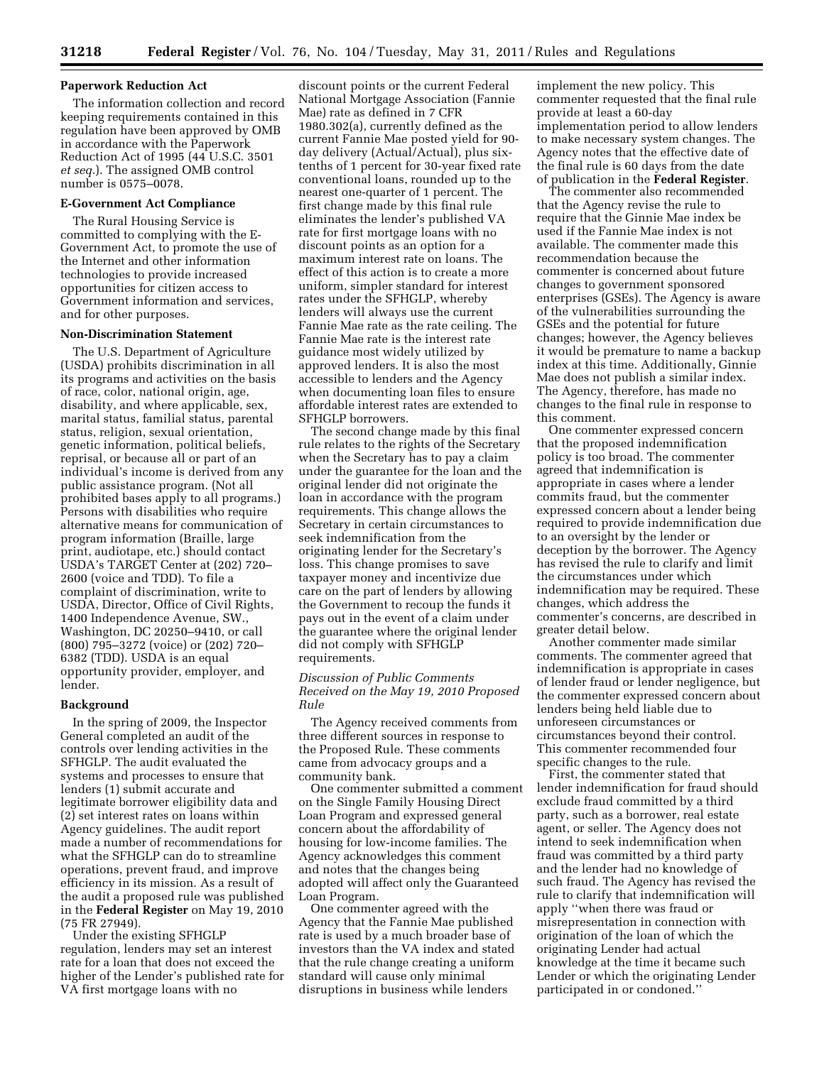## Paperwork Reduction Act

The information collection and record keeping requirements contained in this regulation have been approved by OMB in accordance with the Paperwork Reduction Act of 1995 (44 U.S.C. 3501 *et seq.*). The assigned OMB control number is 0575–0078.

## E-Government Act Compliance

The Rural Housing Service is committed to complying with the E-Government Act, to promote the use of the Internet and other information technologies to provide increased opportunities for citizen access to Government information and services, and for other purposes.

## Non-Discrimination Statement

The U.S. Department of Agriculture (USDA) prohibits discrimination in all its programs and activities on the basis of race, color, national origin, age, disability, and where applicable, sex, marital status, familial status, parental status, religion, sexual orientation, genetic information, political beliefs, reprisal, or because all or part of an individual's income is derived from any public assistance program. (Not all prohibited bases apply to all programs.) Persons with disabilities who require alternative means for communication of program information (Braille, large print, audiotape, etc.) should contact USDA's TARGET Center at (202) 720–2600 (voice and TDD). To file a complaint of discrimination, write to USDA, Director, Office of Civil Rights, 1400 Independence Avenue, SW., Washington, DC 20250–9410, or call (800) 795–3272 (voice) or (202) 720–6382 (TDD). USDA is an equal opportunity provider, employer, and lender.

## Background

In the spring of 2009, the Inspector General completed an audit of the controls over lending activities in the SFHGLP. The audit evaluated the systems and processes to ensure that lenders (1) submit accurate and legitimate borrower eligibility data and (2) set interest rates on loans within Agency guidelines. The audit report made a number of recommendations for what the SFHGLP can do to streamline operations, prevent fraud, and improve efficiency in its mission. As a result of the audit a proposed rule was published in the **Federal Register** on May 19, 2010 (75 FR 27949).

Under the existing SFHGLP regulation, lenders may set an interest rate for a loan that does not exceed the higher of the Lender's published rate for VA first mortgage loans with no discount points or the current Federal National Mortgage Association (Fannie Mae) rate as defined in 7 CFR 1980.302(a), currently defined as the current Fannie Mae posted yield for 90-day delivery (Actual/Actual), plus six-tenths of 1 percent for 30-year fixed rate conventional loans, rounded up to the nearest one-quarter of 1 percent. The first change made by this final rule eliminates the lender's published VA rate for first mortgage loans with no discount points as an option for a maximum interest rate on loans. The effect of this action is to create a more uniform, simpler standard for interest rates under the SFHGLP, whereby lenders will always use the current Fannie Mae rate as the rate ceiling. The Fannie Mae rate is the interest rate guidance most widely utilized by approved lenders. It is also the most accessible to lenders and the Agency when documenting loan files to ensure affordable interest rates are extended to SFHGLP borrowers.

The second change made by this final rule relates to the rights of the Secretary when the Secretary has to pay a claim under the guarantee for the loan and the original lender did not originate the loan in accordance with the program requirements. This change allows the Secretary in certain circumstances to seek indemnification from the originating lender for the Secretary's loss. This change promises to save taxpayer money and incentivize due care on the part of lenders by allowing the Government to recoup the funds it pays out in the event of a claim under the guarantee where the original lender did not comply with SFHGLP requirements.

### *Discussion of Public Comments Received on the May 19, 2010 Proposed Rule*

The Agency received comments from three different sources in response to the Proposed Rule. These comments came from advocacy groups and a community bank.

One commenter submitted a comment on the Single Family Housing Direct Loan Program and expressed general concern about the affordability of housing for low-income families. The Agency acknowledges this comment and notes that the changes being adopted will affect only the Guaranteed Loan Program.

One commenter agreed with the Agency that the Fannie Mae published rate is used by a much broader base of investors than the VA index and stated that the rule change creating a uniform standard will cause only minimal disruptions in business while lenders implement the new policy. This commenter requested that the final rule provide at least a 60-day implementation period to allow lenders to make necessary system changes. The Agency notes that the effective date of the final rule is 60 days from the date of publication in the **Federal Register**.

The commenter also recommended that the Agency revise the rule to require that the Ginnie Mae index be used if the Fannie Mae index is not available. The commenter made this recommendation because the commenter is concerned about future changes to government sponsored enterprises (GSEs). The Agency is aware of the vulnerabilities surrounding the GSEs and the potential for future changes; however, the Agency believes it would be premature to name a backup index at this time. Additionally, Ginnie Mae does not publish a similar index. The Agency, therefore, has made no changes to the final rule in response to this comment.

One commenter expressed concern that the proposed indemnification policy is too broad. The commenter agreed that indemnification is appropriate in cases where a lender commits fraud, but the commenter expressed concern about a lender being required to provide indemnification due to an oversight by the lender or deception by the borrower. The Agency has revised the rule to clarify and limit the circumstances under which indemnification may be required. These changes, which address the commenter's concerns, are described in greater detail below.

Another commenter made similar comments. The commenter agreed that indemnification is appropriate in cases of lender fraud or lender negligence, but the commenter expressed concern about lenders being held liable due to unforeseen circumstances or circumstances beyond their control. This commenter recommended four specific changes to the rule.

First, the commenter stated that lender indemnification for fraud should exclude fraud committed by a third party, such as a borrower, real estate agent, or seller. The Agency does not intend to seek indemnification when fraud was committed by a third party and the lender had no knowledge of such fraud. The Agency has revised the rule to clarify that indemnification will apply "when there was fraud or misrepresentation in connection with origination of the loan of which the originating Lender had actual knowledge at the time it became such Lender or which the originating Lender participated in or condoned."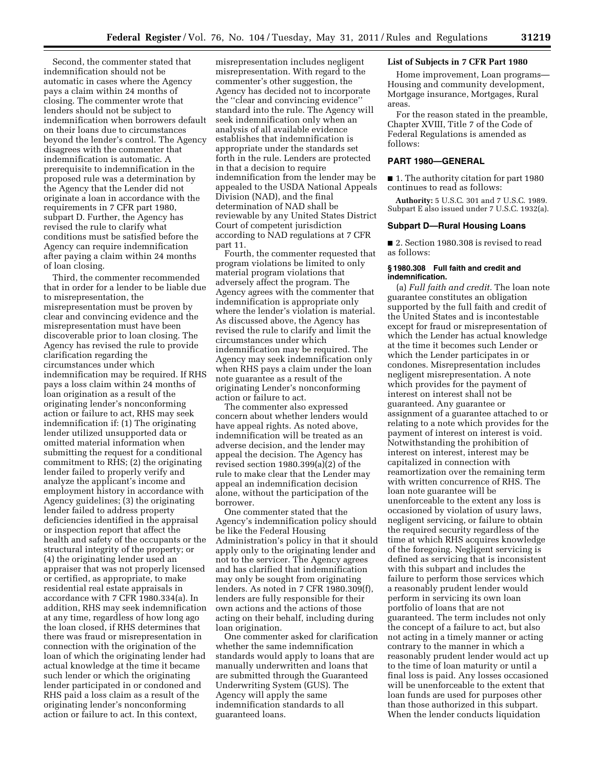Second, the commenter stated that indemnification should not be automatic in cases where the Agency pays a claim within 24 months of closing. The commenter wrote that lenders should not be subject to indemnification when borrowers default on their loans due to circumstances beyond the lender's control. The Agency disagrees with the commenter that indemnification is automatic. A prerequisite to indemnification in the proposed rule was a determination by the Agency that the Lender did not originate a loan in accordance with the requirements in 7 CFR part 1980, subpart D. Further, the Agency has revised the rule to clarify what conditions must be satisfied before the Agency can require indemnification after paying a claim within 24 months of loan closing.

Third, the commenter recommended that in order for a lender to be liable due to misrepresentation, the misrepresentation must be proven by clear and convincing evidence and the misrepresentation must have been discoverable prior to loan closing. The Agency has revised the rule to provide clarification regarding the circumstances under which indemnification may be required. If RHS pays a loss claim within 24 months of loan origination as a result of the originating lender's nonconforming action or failure to act, RHS may seek indemnification if: (1) The originating lender utilized unsupported data or omitted material information when submitting the request for a conditional commitment to RHS; (2) the originating lender failed to properly verify and analyze the applicant's income and employment history in accordance with Agency guidelines; (3) the originating lender failed to address property deficiencies identified in the appraisal or inspection report that affect the health and safety of the occupants or the structural integrity of the property; or (4) the originating lender used an appraiser that was not properly licensed or certified, as appropriate, to make residential real estate appraisals in accordance with 7 CFR 1980.334(a). In addition, RHS may seek indemnification at any time, regardless of how long ago the loan closed, if RHS determines that there was fraud or misrepresentation in connection with the origination of the loan of which the originating lender had actual knowledge at the time it became such lender or which the originating lender participated in or condoned and RHS paid a loss claim as a result of the originating lender's nonconforming action or failure to act. In this context, misrepresentation includes negligent misrepresentation. With regard to the commenter's other suggestion, the Agency has decided not to incorporate the "clear and convincing evidence" standard into the rule. The Agency will seek indemnification only when an analysis of all available evidence establishes that indemnification is appropriate under the standards set forth in the rule. Lenders are protected in that a decision to require indemnification from the lender may be appealed to the USDA National Appeals Division (NAD), and the final determination of NAD shall be reviewable by any United States District Court of competent jurisdiction according to NAD regulations at 7 CFR part 11.

Fourth, the commenter requested that program violations be limited to only material program violations that adversely affect the program. The Agency agrees with the commenter that indemnification is appropriate only where the lender's violation is material. As discussed above, the Agency has revised the rule to clarify and limit the circumstances under which indemnification may be required. The Agency may seek indemnification only when RHS pays a claim under the loan note guarantee as a result of the originating Lender's nonconforming action or failure to act.

The commenter also expressed concern about whether lenders would have appeal rights. As noted above, indemnification will be treated as an adverse decision, and the lender may appeal the decision. The Agency has revised section 1980.399(a)(2) of the rule to make clear that the Lender may appeal an indemnification decision alone, without the participation of the borrower.

One commenter stated that the Agency's indemnification policy should be like the Federal Housing Administration's policy in that it should apply only to the originating lender and not to the servicer. The Agency agrees and has clarified that indemnification may only be sought from originating lenders. As noted in 7 CFR 1980.309(f), lenders are fully responsible for their own actions and the actions of those acting on their behalf, including during loan origination.

One commenter asked for clarification whether the same indemnification standards would apply to loans that are manually underwritten and loans that are submitted through the Guaranteed Underwriting System (GUS). The Agency will apply the same indemnification standards to all guaranteed loans.

**List of Subjects in 7 CFR Part 1980**

Home improvement, Loan programs—Housing and community development, Mortgage insurance, Mortgages, Rural areas.

For the reason stated in the preamble, Chapter XVIII, Title 7 of the Code of Federal Regulations is amended as follows:

## PART 1980—GENERAL

■ 1. The authority citation for part 1980 continues to read as follows:

**Authority:** 5 U.S.C. 301 and 7 U.S.C. 1989. Subpart E also issued under 7 U.S.C. 1932(a).

### Subpart D—Rural Housing Loans

■ 2. Section 1980.308 is revised to read as follows:

#### § 1980.308 Full faith and credit and indemnification.

(a) *Full faith and credit.* The loan note guarantee constitutes an obligation supported by the full faith and credit of the United States and is incontestable except for fraud or misrepresentation of which the Lender has actual knowledge at the time it becomes such Lender or which the Lender participates in or condones. Misrepresentation includes negligent misrepresentation. A note which provides for the payment of interest on interest shall not be guaranteed. Any guarantee or assignment of a guarantee attached to or relating to a note which provides for the payment of interest on interest is void. Notwithstanding the prohibition of interest on interest, interest may be capitalized in connection with reamortization over the remaining term with written concurrence of RHS. The loan note guarantee will be unenforceable to the extent any loss is occasioned by violation of usury laws, negligent servicing, or failure to obtain the required security regardless of the time at which RHS acquires knowledge of the foregoing. Negligent servicing is defined as servicing that is inconsistent with this subpart and includes the failure to perform those services which a reasonably prudent lender would perform in servicing its own loan portfolio of loans that are not guaranteed. The term includes not only the concept of a failure to act, but also not acting in a timely manner or acting contrary to the manner in which a reasonably prudent lender would act up to the time of loan maturity or until a final loss is paid. Any losses occasioned will be unenforceable to the extent that loan funds are used for purposes other than those authorized in this subpart. When the lender conducts liquidation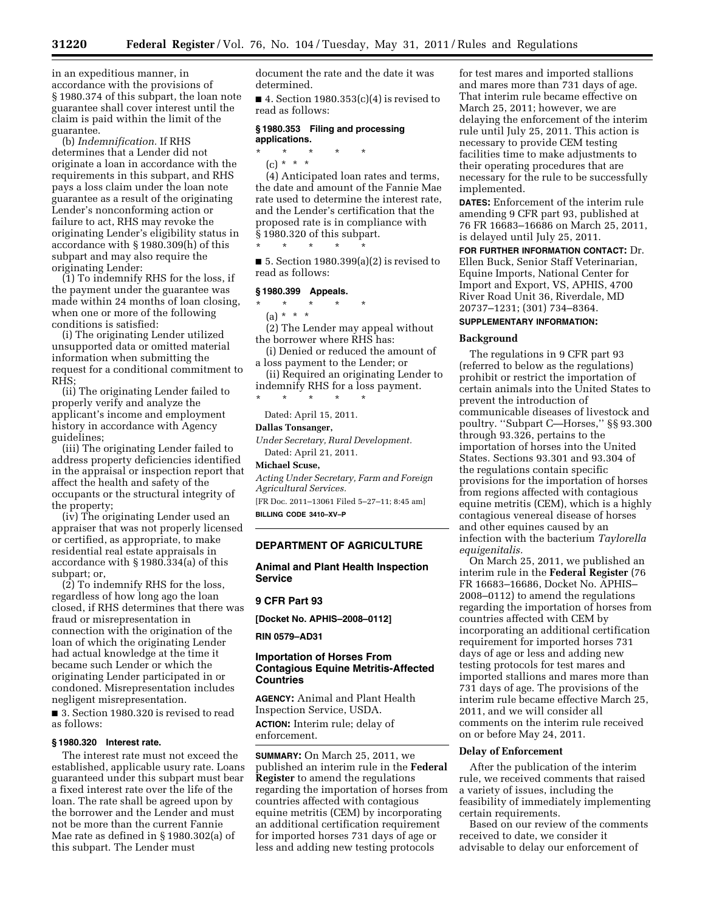in an expeditious manner, in accordance with the provisions of § 1980.374 of this subpart, the loan note guarantee shall cover interest until the claim is paid within the limit of the guarantee.

(b) *Indemnification.* If RHS determines that a Lender did not originate a loan in accordance with the requirements in this subpart, and RHS pays a loss claim under the loan note guarantee as a result of the originating Lender's nonconforming action or failure to act, RHS may revoke the originating Lender's eligibility status in accordance with § 1980.309(h) of this subpart and may also require the originating Lender:

(1) To indemnify RHS for the loss, if the payment under the guarantee was made within 24 months of loan closing, when one or more of the following conditions is satisfied:

(i) The originating Lender utilized unsupported data or omitted material information when submitting the request for a conditional commitment to RHS;

(ii) The originating Lender failed to properly verify and analyze the applicant's income and employment history in accordance with Agency guidelines;

(iii) The originating Lender failed to address property deficiencies identified in the appraisal or inspection report that affect the health and safety of the occupants or the structural integrity of the property;

(iv) The originating Lender used an appraiser that was not properly licensed or certified, as appropriate, to make residential real estate appraisals in accordance with § 1980.334(a) of this subpart; or,

(2) To indemnify RHS for the loss, regardless of how long ago the loan closed, if RHS determines that there was fraud or misrepresentation in connection with the origination of the loan of which the originating Lender had actual knowledge at the time it became such Lender or which the originating Lender participated in or condoned. Misrepresentation includes negligent misrepresentation.

■ 3. Section 1980.320 is revised to read as follows:

**§ 1980.320 Interest rate.**

The interest rate must not exceed the established, applicable usury rate. Loans guaranteed under this subpart must bear a fixed interest rate over the life of the loan. The rate shall be agreed upon by the borrower and the Lender and must not be more than the current Fannie Mae rate as defined in § 1980.302(a) of this subpart. The Lender must document the rate and the date it was determined.

■ 4. Section 1980.353(c)(4) is revised to read as follows:

**§ 1980.353 Filing and processing applications.**

\* \* \* \* \*

(c) \* \* \*

(4) Anticipated loan rates and terms, the date and amount of the Fannie Mae rate used to determine the interest rate, and the Lender's certification that the proposed rate is in compliance with § 1980.320 of this subpart.

\* \* \* \* \*

■ 5. Section 1980.399(a)(2) is revised to read as follows:

**§ 1980.399 Appeals.**

\* \* \* \* \*

(a) \* \* \*

(2) The Lender may appeal without the borrower where RHS has:

(i) Denied or reduced the amount of a loss payment to the Lender; or

(ii) Required an originating Lender to indemnify RHS for a loss payment.

\* \* \* \* \*

Dated: April 15, 2011.

**Dallas Tonsanger,**

*Under Secretary, Rural Development.*

Dated: April 21, 2011.

**Michael Scuse,**

*Acting Under Secretary, Farm and Foreign Agricultural Services.*

[FR Doc. 2011–13061 Filed 5–27–11; 8:45 am]

**BILLING CODE 3410–XV–P**

## DEPARTMENT OF AGRICULTURE

### Animal and Plant Health Inspection Service

### 9 CFR Part 93

**[Docket No. APHIS–2008–0112]**

**RIN 0579–AD31**

### Importation of Horses From Contagious Equine Metritis-Affected Countries

**AGENCY:** Animal and Plant Health Inspection Service, USDA.

**ACTION:** Interim rule; delay of enforcement.

**SUMMARY:** On March 25, 2011, we published an interim rule in the **Federal Register** to amend the regulations regarding the importation of horses from countries affected with contagious equine metritis (CEM) by incorporating an additional certification requirement for imported horses 731 days of age or less and adding new testing protocols for test mares and imported stallions and mares more than 731 days of age. That interim rule became effective on March 25, 2011; however, we are delaying the enforcement of the interim rule until July 25, 2011. This action is necessary to provide CEM testing facilities time to make adjustments to their operating procedures that are necessary for the rule to be successfully implemented.

**DATES:** Enforcement of the interim rule amending 9 CFR part 93, published at 76 FR 16683–16686 on March 25, 2011, is delayed until July 25, 2011.

**FOR FURTHER INFORMATION CONTACT:** Dr. Ellen Buck, Senior Staff Veterinarian, Equine Imports, National Center for Import and Export, VS, APHIS, 4700 River Road Unit 36, Riverdale, MD 20737–1231; (301) 734–8364.

**SUPPLEMENTARY INFORMATION:**

#### Background

The regulations in 9 CFR part 93 (referred to below as the regulations) prohibit or restrict the importation of certain animals into the United States to prevent the introduction of communicable diseases of livestock and poultry. ''Subpart C—Horses,'' §§ 93.300 through 93.326, pertains to the importation of horses into the United States. Sections 93.301 and 93.304 of the regulations contain specific provisions for the importation of horses from regions affected with contagious equine metritis (CEM), which is a highly contagious venereal disease of horses and other equines caused by an infection with the bacterium *Taylorella equigenitalis.*

On March 25, 2011, we published an interim rule in the **Federal Register** (76 FR 16683–16686, Docket No. APHIS–2008–0112) to amend the regulations regarding the importation of horses from countries affected with CEM by incorporating an additional certification requirement for imported horses 731 days of age or less and adding new testing protocols for test mares and imported stallions and mares more than 731 days of age. The provisions of the interim rule became effective March 25, 2011, and we will consider all comments on the interim rule received on or before May 24, 2011.

#### Delay of Enforcement

After the publication of the interim rule, we received comments that raised a variety of issues, including the feasibility of immediately implementing certain requirements.

Based on our review of the comments received to date, we consider it advisable to delay our enforcement of